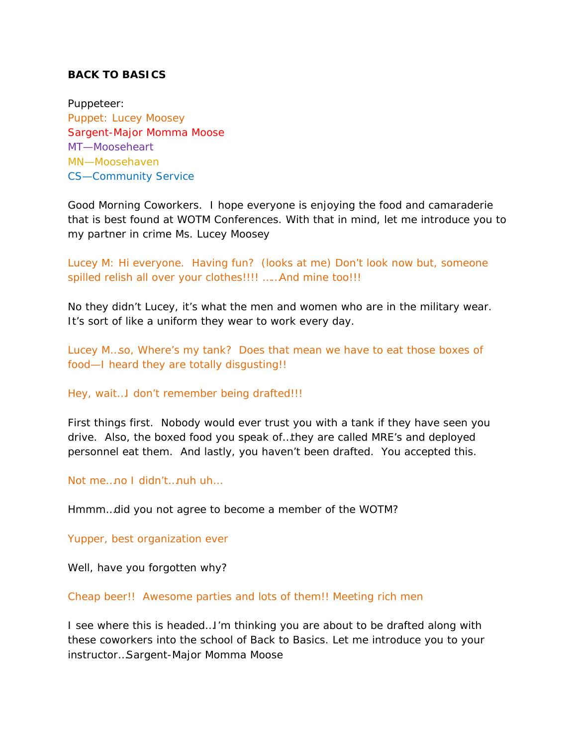**BACK TO BASICS**

Puppeteer:
Puppet: Lucey Moosey
Sargent-Major Momma Moose
MT—Mooseheart
MN—Moosehaven
CS—Community Service

Good Morning Coworkers. I hope everyone is enjoying the food and camaraderie that is best found at WOTM Conferences. With that in mind, let me introduce you to my partner in crime Ms. Lucey Moosey

Lucey M: Hi everyone. Having fun? (looks at me) Don't look now but, someone spilled relish all over your clothes!!!! .....And mine too!!!

No they didn't Lucey, it's what the men and women who are in the military wear. It's sort of like a uniform they wear to work every day.

Lucey M…so, Where's my tank? Does that mean we have to eat those boxes of food—I heard they are totally disgusting!!

Hey, wait…I don't remember being drafted!!!

First things first. Nobody would ever trust you with a tank if they have seen you drive. Also, the boxed food you speak of…they are called MRE's and deployed personnel eat them. And lastly, you haven't been drafted. You accepted this.

Not me…no I didn't…nuh uh…

Hmmm…did you not agree to become a member of the WOTM?

Yupper, best organization ever

Well, have you forgotten why?

Cheap beer!! Awesome parties and lots of them!! Meeting rich men

I see where this is headed…I'm thinking you are about to be drafted along with these coworkers into the school of Back to Basics. Let me introduce you to your instructor…Sargent-Major Momma Moose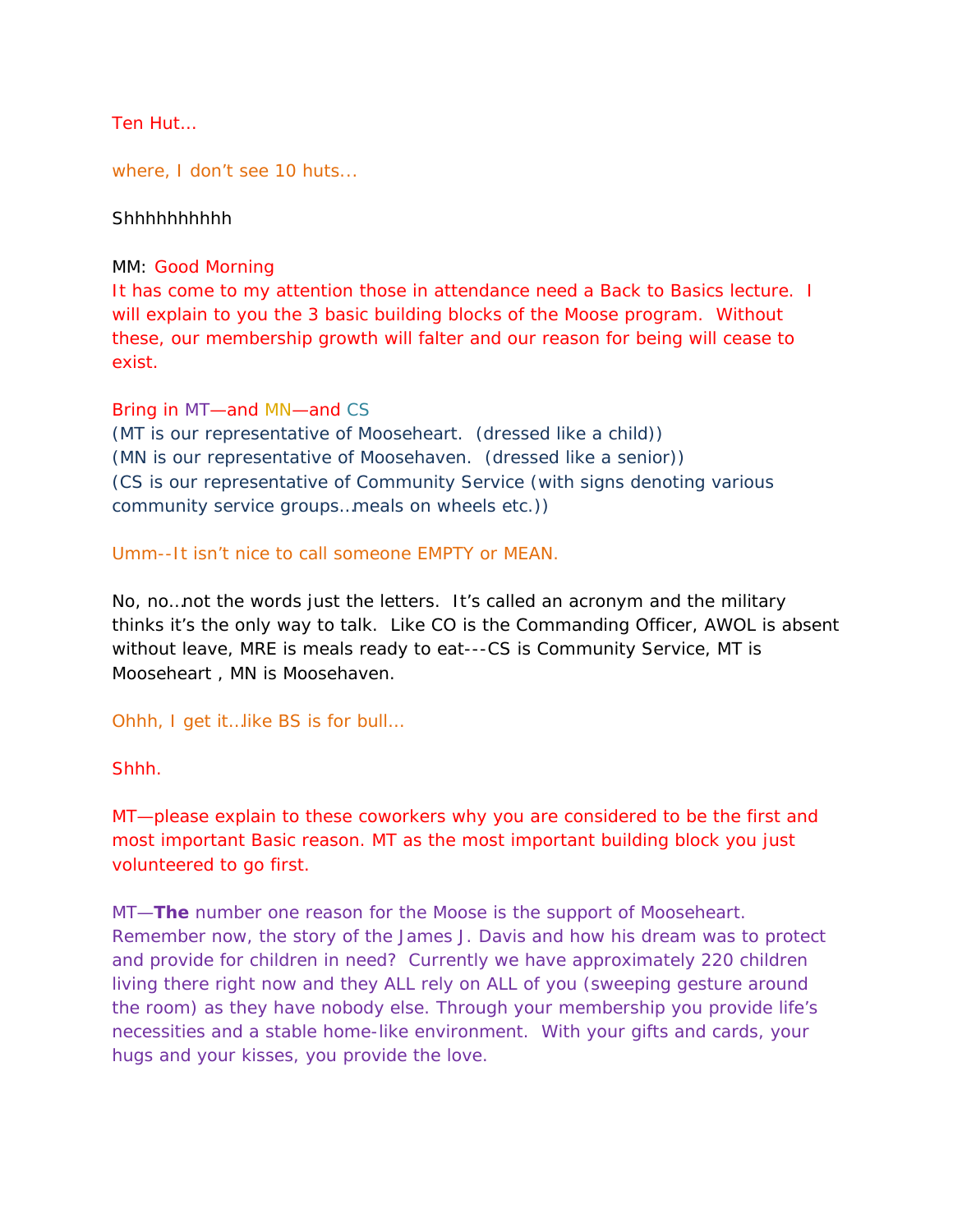Ten Hut…

where, I don't see 10 huts...

Shhhhhhhhhh

MM: Good Morning

It has come to my attention those in attendance need a Back to Basics lecture. I will explain to you the 3 basic building blocks of the Moose program. Without these, our membership growth will falter and our reason for being will cease to exist.

Bring in MT—and MN—and CS

(MT is our representative of Mooseheart. (dressed like a child))

(MN is our representative of Moosehaven. (dressed like a senior))

(CS is our representative of Community Service (with signs denoting various community service groups…meals on wheels etc.))

Umm--It isn't nice to call someone EMPTY or MEAN.

No, no…not the words just the letters. It's called an acronym and the military thinks it's the only way to talk. Like CO is the Commanding Officer, AWOL is absent without leave, MRE is meals ready to eat---CS is Community Service, MT is Mooseheart , MN is Moosehaven.

Ohhh, I get it…like BS is for bull…

Shhh.

MT—please explain to these coworkers why you are considered to be the first and most important Basic reason. MT as the most important building block you just volunteered to go first.

MT—**The** number one reason for the Moose is the support of Mooseheart. Remember now, the story of the James J. Davis and how his dream was to protect and provide for children in need? Currently we have approximately 220 children living there right now and they ALL rely on ALL of you (sweeping gesture around the room) as they have nobody else. Through your membership you provide life's necessities and a stable home-like environment. With your gifts and cards, your hugs and your kisses, you provide the love.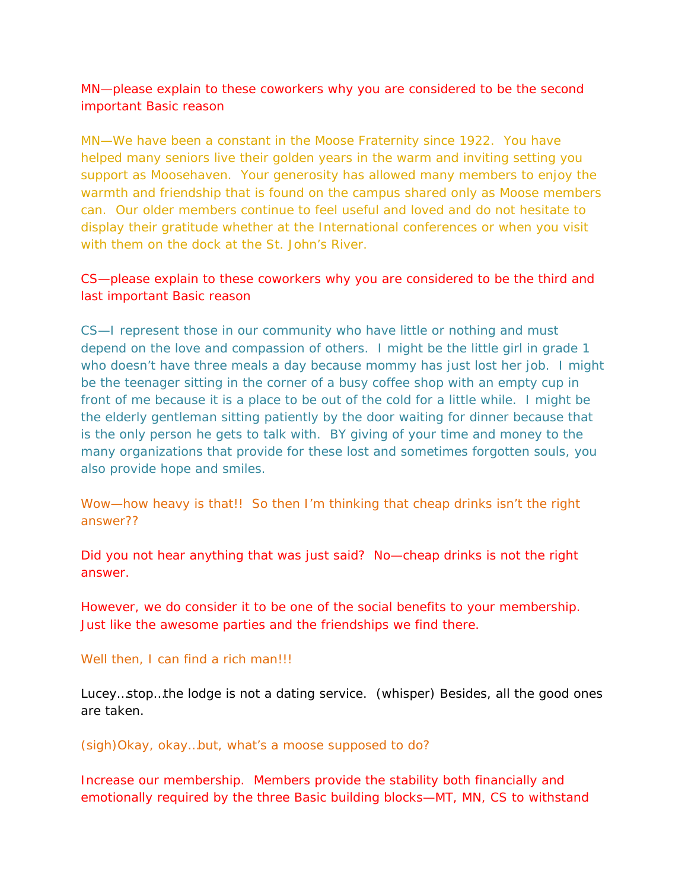MN—please explain to these coworkers why you are considered to be the second important Basic reason

MN—We have been a constant in the Moose Fraternity since 1922. You have helped many seniors live their golden years in the warm and inviting setting you support as Moosehaven. Your generosity has allowed many members to enjoy the warmth and friendship that is found on the campus shared only as Moose members can. Our older members continue to feel useful and loved and do not hesitate to display their gratitude whether at the International conferences or when you visit with them on the dock at the St. John's River.

CS—please explain to these coworkers why you are considered to be the third and last important Basic reason

CS—I represent those in our community who have little or nothing and must depend on the love and compassion of others. I might be the little girl in grade 1 who doesn't have three meals a day because mommy has just lost her job. I might be the teenager sitting in the corner of a busy coffee shop with an empty cup in front of me because it is a place to be out of the cold for a little while. I might be the elderly gentleman sitting patiently by the door waiting for dinner because that is the only person he gets to talk with. BY giving of your time and money to the many organizations that provide for these lost and sometimes forgotten souls, you also provide hope and smiles.

Wow—how heavy is that!! So then I'm thinking that cheap drinks isn't the right answer??

Did you not hear anything that was just said? No—cheap drinks is not the right answer.

However, we do consider it to be one of the social benefits to your membership. Just like the awesome parties and the friendships we find there.

Well then, I can find a rich man!!!

Lucey…stop…the lodge is not a dating service. (whisper) Besides, all the good ones are taken.

(sigh)Okay, okay…but, what's a moose supposed to do?

Increase our membership. Members provide the stability both financially and emotionally required by the three Basic building blocks—MT, MN, CS to withstand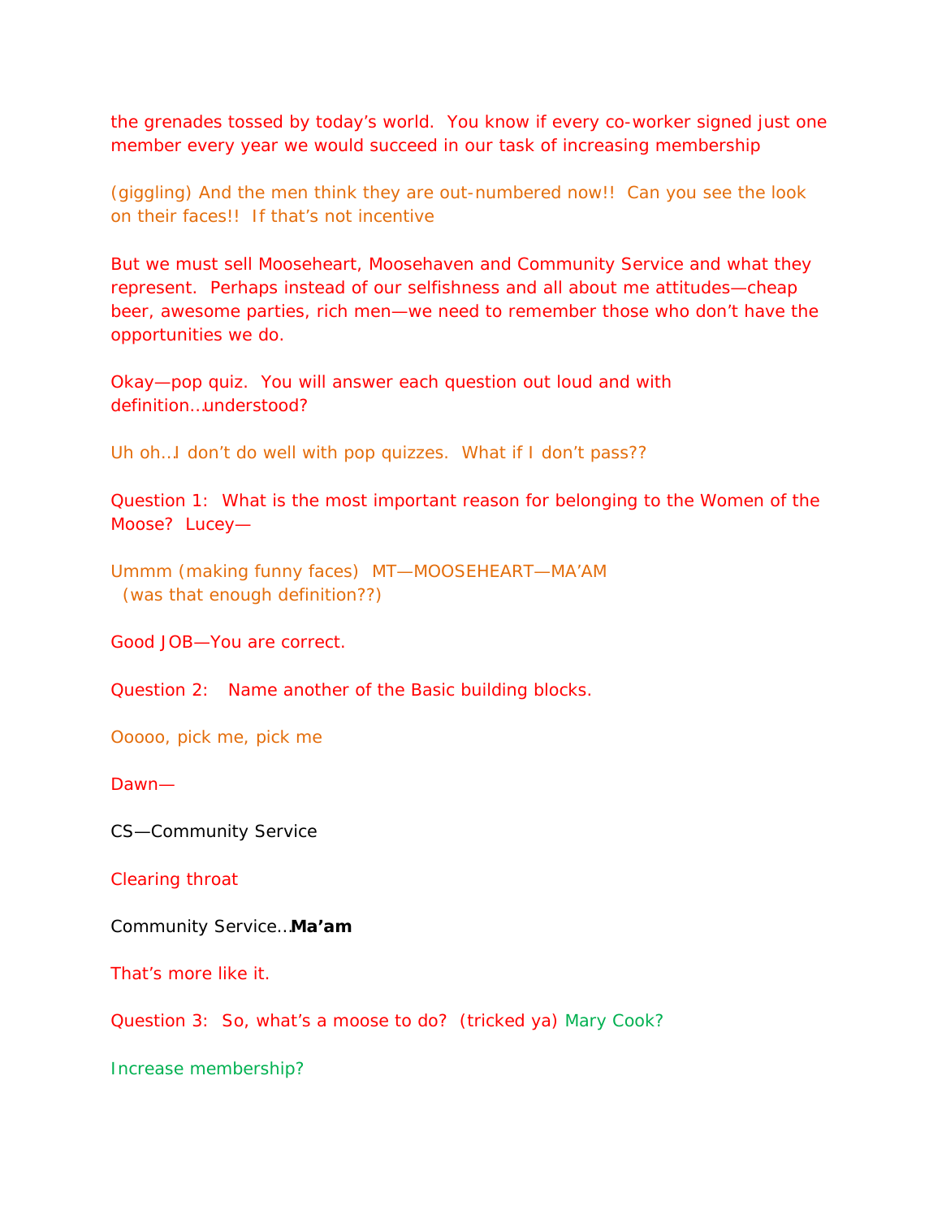the grenades tossed by today's world. You know if every co-worker signed just one member every year we would succeed in our task of increasing membership

(giggling) And the men think they are out-numbered now!! Can you see the look on their faces!! If that's not incentive

But we must sell Mooseheart, Moosehaven and Community Service and what they represent. Perhaps instead of our selfishness and all about me attitudes—cheap beer, awesome parties, rich men—we need to remember those who don't have the opportunities we do.

Okay—pop quiz. You will answer each question out loud and with definition…understood?

Uh oh…I don't do well with pop quizzes. What if I don't pass??

Question 1: What is the most important reason for belonging to the Women of the Moose? Lucey—

Ummm (making funny faces) MT—MOOSEHEART—MA'AM
(was that enough definition??)

Good JOB—You are correct.

Question 2: Name another of the Basic building blocks.

Ooooo, pick me, pick me

Dawn—

CS—Community Service

Clearing throat

Community Service…**Ma'am**

That's more like it.

Question 3: So, what's a moose to do? (tricked ya) Mary Cook?

Increase membership?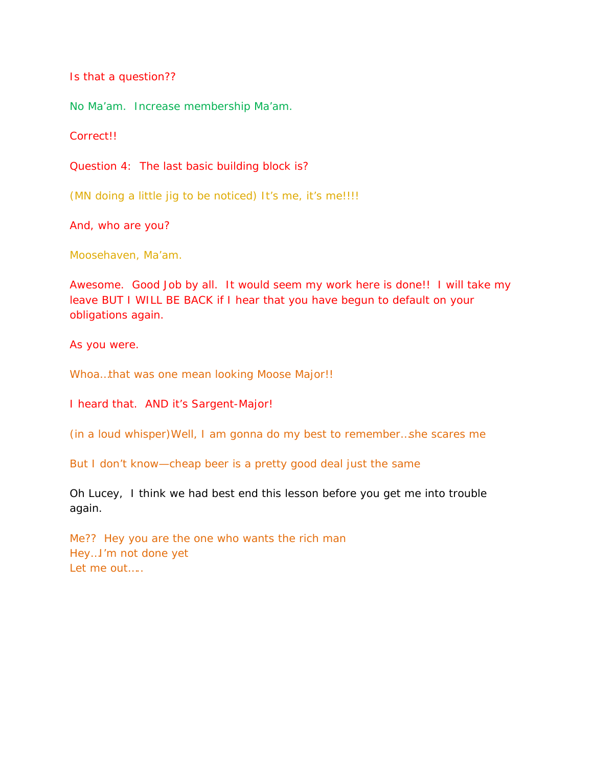Is that a question??

No Ma'am.  Increase membership Ma'am.

Correct!!

Question 4:  The last basic building block is?

(MN doing a little jig to be noticed) It's me, it's me!!!!

And, who are you?

Moosehaven, Ma'am.

Awesome.  Good Job by all.  It would seem my work here is done!!  I will take my leave BUT I WILL BE BACK if I hear that you have begun to default on your obligations again.

As you were.

Whoa…that was one mean looking Moose Major!!

I heard that.  AND it's Sargent-Major!

(in a loud whisper)Well, I am gonna do my best to remember…she scares me

But I don't know—cheap beer is a pretty good deal just the same

Oh Lucey,  I think we had best end this lesson before you get me into trouble again.

Me??  Hey you are the one who wants the rich man
Hey…I'm not done yet
Let me out…..